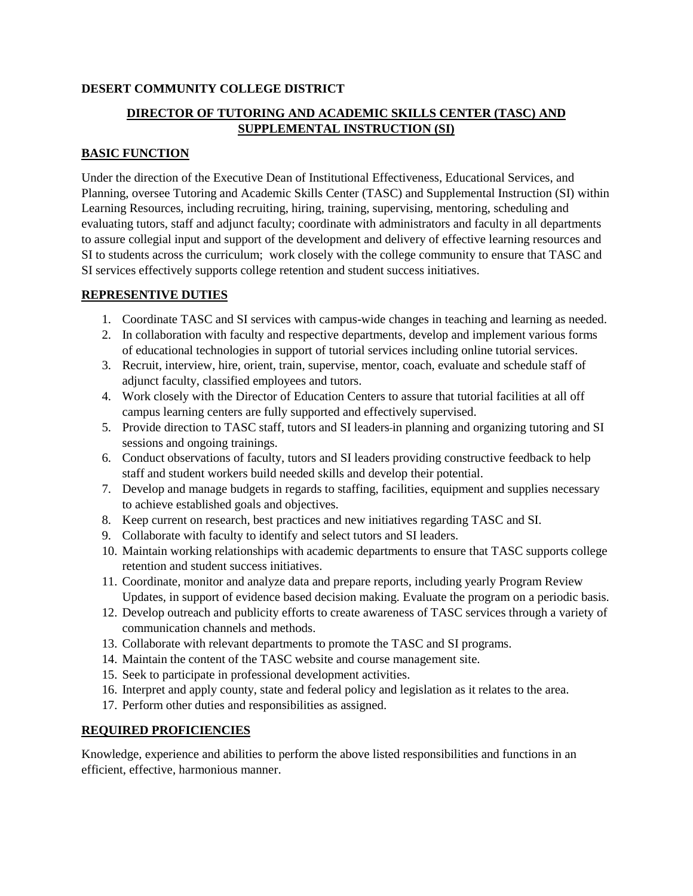**DESERT COMMUNITY COLLEGE DISTRICT**

## DIRECTOR OF TUTORING AND ACADEMIC SKILLS CENTER (TASC) AND SUPPLEMENTAL INSTRUCTION (SI)

### BASIC FUNCTION

Under the direction of the Executive Dean of Institutional Effectiveness, Educational Services, and Planning, oversee Tutoring and Academic Skills Center (TASC) and Supplemental Instruction (SI) within Learning Resources, including recruiting, hiring, training, supervising, mentoring, scheduling and evaluating tutors, staff and adjunct faculty; coordinate with administrators and faculty in all departments to assure collegial input and support of the development and delivery of effective learning resources and SI to students across the curriculum; work closely with the college community to ensure that TASC and SI services effectively supports college retention and student success initiatives.

### REPRESENTIVE DUTIES

1. Coordinate TASC and SI services with campus-wide changes in teaching and learning as needed.
2. In collaboration with faculty and respective departments, develop and implement various forms of educational technologies in support of tutorial services including online tutorial services.
3. Recruit, interview, hire, orient, train, supervise, mentor, coach, evaluate and schedule staff of adjunct faculty, classified employees and tutors.
4. Work closely with the Director of Education Centers to assure that tutorial facilities at all off campus learning centers are fully supported and effectively supervised.
5. Provide direction to TASC staff, tutors and SI leaders in planning and organizing tutoring and SI sessions and ongoing trainings.
6. Conduct observations of faculty, tutors and SI leaders providing constructive feedback to help staff and student workers build needed skills and develop their potential.
7. Develop and manage budgets in regards to staffing, facilities, equipment and supplies necessary to achieve established goals and objectives.
8. Keep current on research, best practices and new initiatives regarding TASC and SI.
9. Collaborate with faculty to identify and select tutors and SI leaders.
10. Maintain working relationships with academic departments to ensure that TASC supports college retention and student success initiatives.
11. Coordinate, monitor and analyze data and prepare reports, including yearly Program Review Updates, in support of evidence based decision making. Evaluate the program on a periodic basis.
12. Develop outreach and publicity efforts to create awareness of TASC services through a variety of communication channels and methods.
13. Collaborate with relevant departments to promote the TASC and SI programs.
14. Maintain the content of the TASC website and course management site.
15. Seek to participate in professional development activities.
16. Interpret and apply county, state and federal policy and legislation as it relates to the area.
17. Perform other duties and responsibilities as assigned.

### REQUIRED PROFICIENCIES

Knowledge, experience and abilities to perform the above listed responsibilities and functions in an efficient, effective, harmonious manner.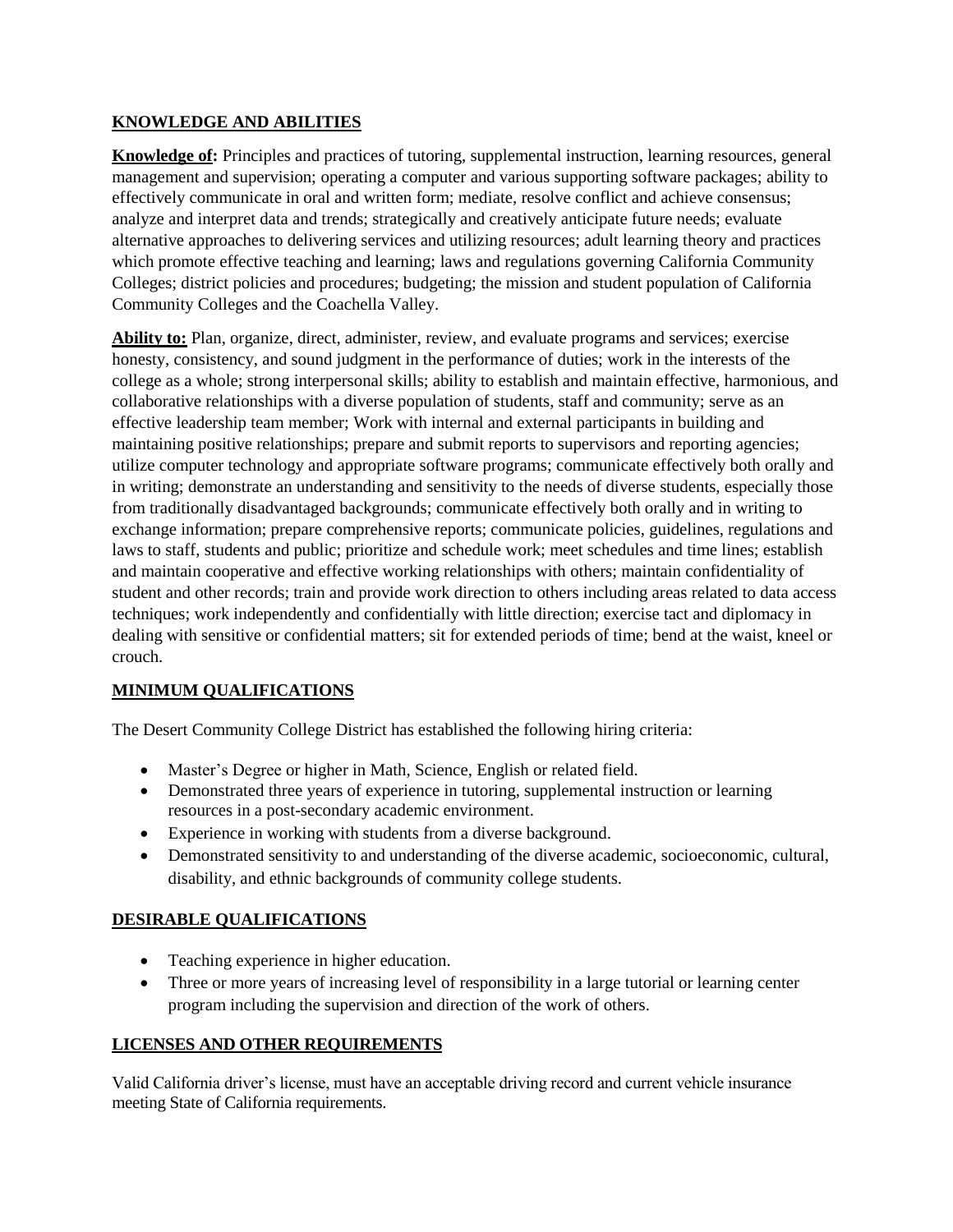## KNOWLEDGE AND ABILITIES

**Knowledge of:** Principles and practices of tutoring, supplemental instruction, learning resources, general management and supervision; operating a computer and various supporting software packages; ability to effectively communicate in oral and written form; mediate, resolve conflict and achieve consensus; analyze and interpret data and trends; strategically and creatively anticipate future needs; evaluate alternative approaches to delivering services and utilizing resources; adult learning theory and practices which promote effective teaching and learning; laws and regulations governing California Community Colleges; district policies and procedures; budgeting; the mission and student population of California Community Colleges and the Coachella Valley.

**Ability to:** Plan, organize, direct, administer, review, and evaluate programs and services; exercise honesty, consistency, and sound judgment in the performance of duties; work in the interests of the college as a whole; strong interpersonal skills; ability to establish and maintain effective, harmonious, and collaborative relationships with a diverse population of students, staff and community; serve as an effective leadership team member; Work with internal and external participants in building and maintaining positive relationships; prepare and submit reports to supervisors and reporting agencies; utilize computer technology and appropriate software programs; communicate effectively both orally and in writing; demonstrate an understanding and sensitivity to the needs of diverse students, especially those from traditionally disadvantaged backgrounds; communicate effectively both orally and in writing to exchange information; prepare comprehensive reports; communicate policies, guidelines, regulations and laws to staff, students and public; prioritize and schedule work; meet schedules and time lines; establish and maintain cooperative and effective working relationships with others; maintain confidentiality of student and other records; train and provide work direction to others including areas related to data access techniques; work independently and confidentially with little direction; exercise tact and diplomacy in dealing with sensitive or confidential matters; sit for extended periods of time; bend at the waist, kneel or crouch.

## MINIMUM QUALIFICATIONS

The Desert Community College District has established the following hiring criteria:

- Master's Degree or higher in Math, Science, English or related field.
- Demonstrated three years of experience in tutoring, supplemental instruction or learning resources in a post-secondary academic environment.
- Experience in working with students from a diverse background.
- Demonstrated sensitivity to and understanding of the diverse academic, socioeconomic, cultural, disability, and ethnic backgrounds of community college students.

## DESIRABLE QUALIFICATIONS

- Teaching experience in higher education.
- Three or more years of increasing level of responsibility in a large tutorial or learning center program including the supervision and direction of the work of others.

## LICENSES AND OTHER REQUIREMENTS

Valid California driver's license, must have an acceptable driving record and current vehicle insurance meeting State of California requirements.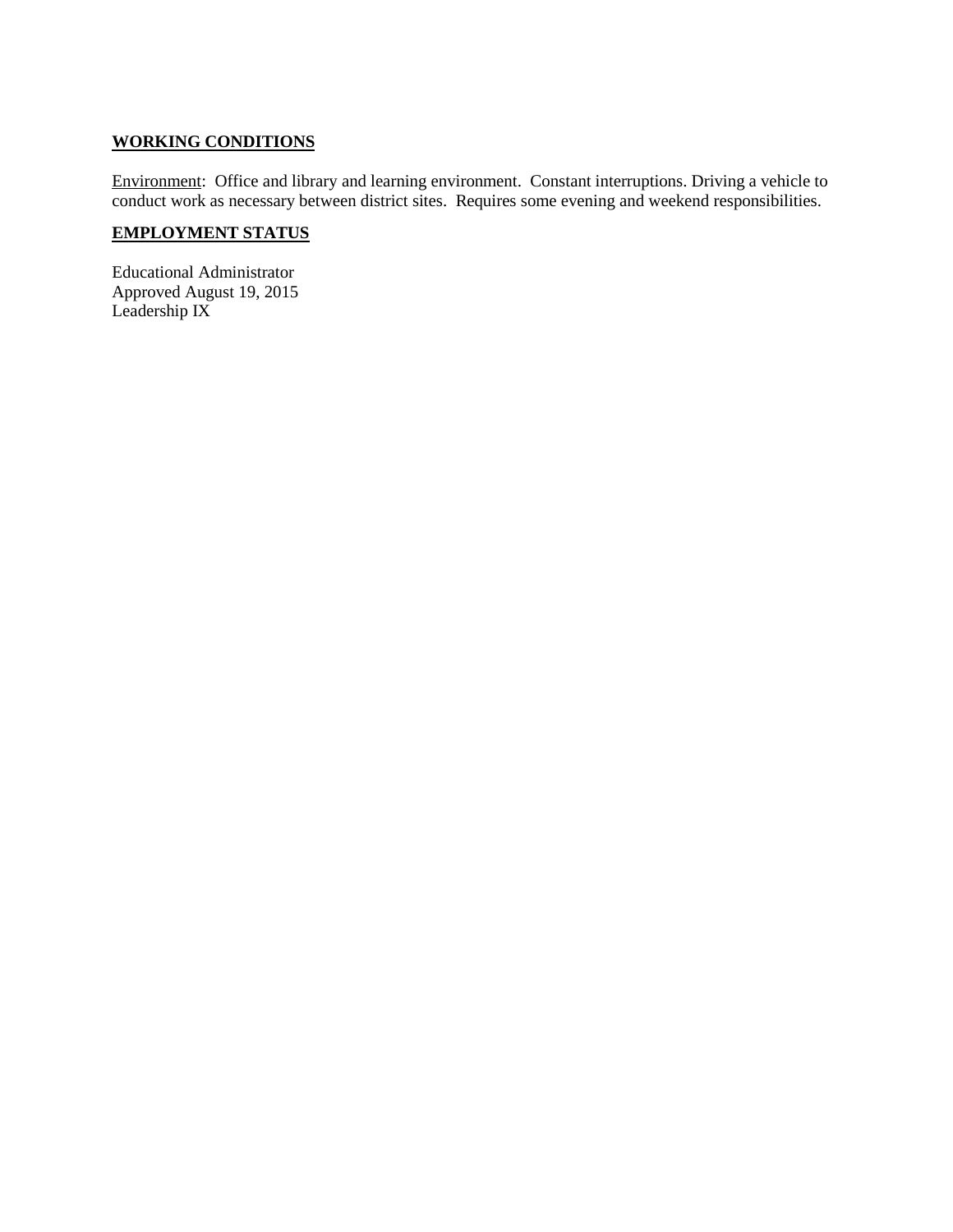## WORKING CONDITIONS

Environment: Office and library and learning environment. Constant interruptions. Driving a vehicle to conduct work as necessary between district sites. Requires some evening and weekend responsibilities.

## EMPLOYMENT STATUS

Educational Administrator
Approved August 19, 2015
Leadership IX